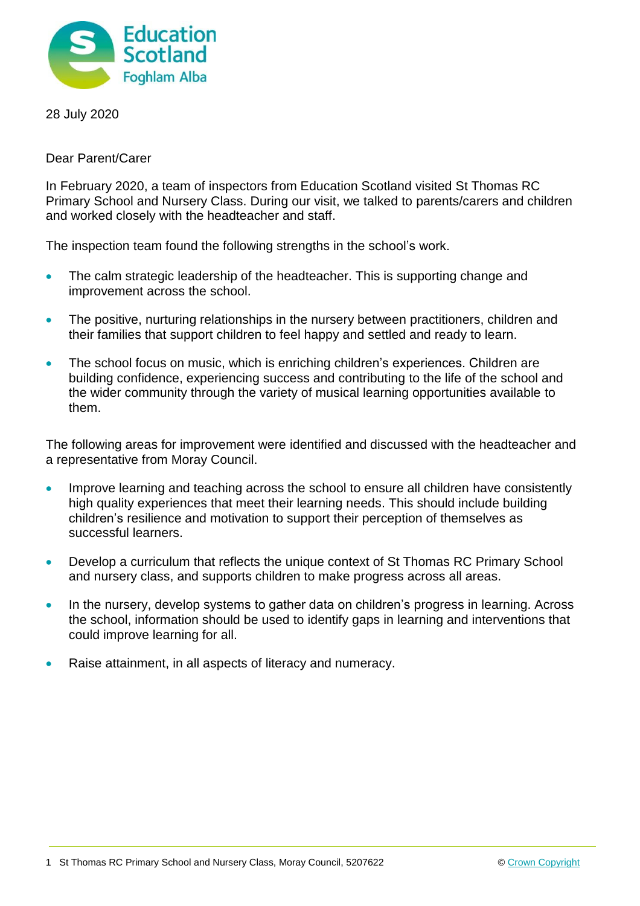28 July 2020

Dear Parent/Carer

In February 2020, a team of inspectors from Education Scotland visited St Thomas RC Primary School and Nursery Class. During our visit, we talked to parents/carers and children and worked closely with the headteacher and staff.

The inspection team found the following strengths in the school's work.

- The calm strategic leadership of the headteacher. This is supporting change and improvement across the school.
- The positive, nurturing relationships in the nursery between practitioners, children and their families that support children to feel happy and settled and ready to learn.
- The school focus on music, which is enriching children's experiences. Children are building confidence, experiencing success and contributing to the life of the school and the wider community through the variety of musical learning opportunities available to them.

The following areas for improvement were identified and discussed with the headteacher and a representative from Moray Council.

- Improve learning and teaching across the school to ensure all children have consistently high quality experiences that meet their learning needs. This should include building children's resilience and motivation to support their perception of themselves as successful learners.
- Develop a curriculum that reflects the unique context of St Thomas RC Primary School and nursery class, and supports children to make progress across all areas.
- In the nursery, develop systems to gather data on children's progress in learning. Across the school, information should be used to identify gaps in learning and interventions that could improve learning for all.
- Raise attainment, in all aspects of literacy and numeracy.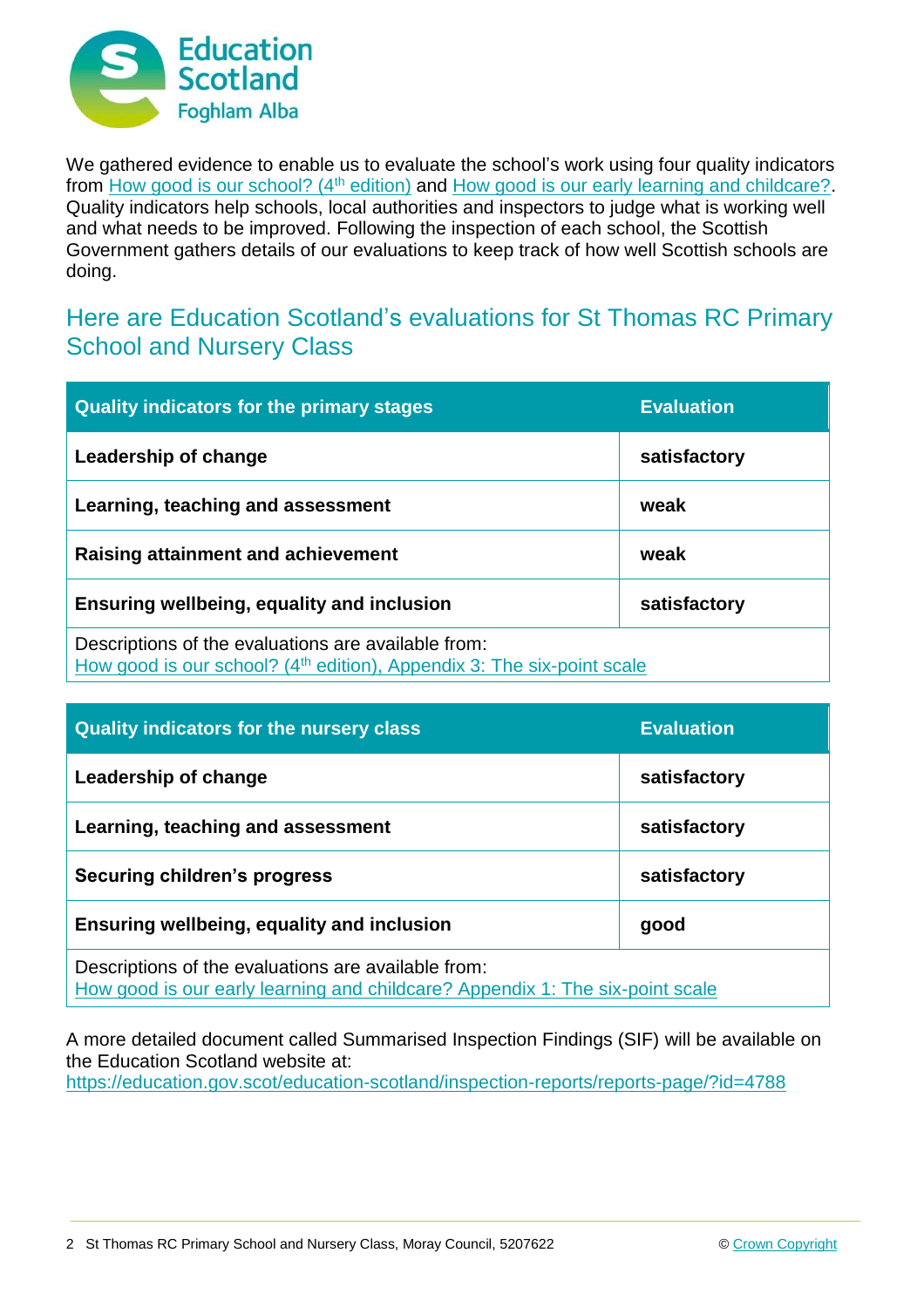We gathered evidence to enable us to evaluate the school's work using four quality indicators from How good is our school? (4th edition) and How good is our early learning and childcare?. Quality indicators help schools, local authorities and inspectors to judge what is working well and what needs to be improved. Following the inspection of each school, the Scottish Government gathers details of our evaluations to keep track of how well Scottish schools are doing.

## Here are Education Scotland's evaluations for St Thomas RC Primary School and Nursery Class

| Quality indicators for the primary stages | Evaluation |
|---|---|
| **Leadership of change** | **satisfactory** |
| **Learning, teaching and assessment** | **weak** |
| **Raising attainment and achievement** | **weak** |
| **Ensuring wellbeing, equality and inclusion** | **satisfactory** |
| Descriptions of the evaluations are available from: How good is our school? (4th edition), Appendix 3: The six-point scale | |

| Quality indicators for the nursery class | Evaluation |
|---|---|
| **Leadership of change** | **satisfactory** |
| **Learning, teaching and assessment** | **satisfactory** |
| **Securing children's progress** | **satisfactory** |
| **Ensuring wellbeing, equality and inclusion** | **good** |
| Descriptions of the evaluations are available from: How good is our early learning and childcare? Appendix 1: The six-point scale | |

A more detailed document called Summarised Inspection Findings (SIF) will be available on the Education Scotland website at: https://education.gov.scot/education-scotland/inspection-reports/reports-page/?id=4788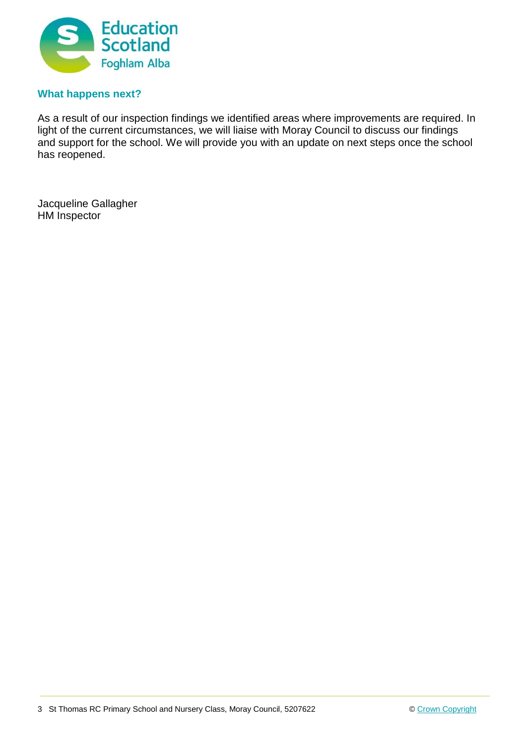## What happens next?

As a result of our inspection findings we identified areas where improvements are required. In light of the current circumstances, we will liaise with Moray Council to discuss our findings and support for the school. We will provide you with an update on next steps once the school has reopened.

Jacqueline Gallagher
HM Inspector